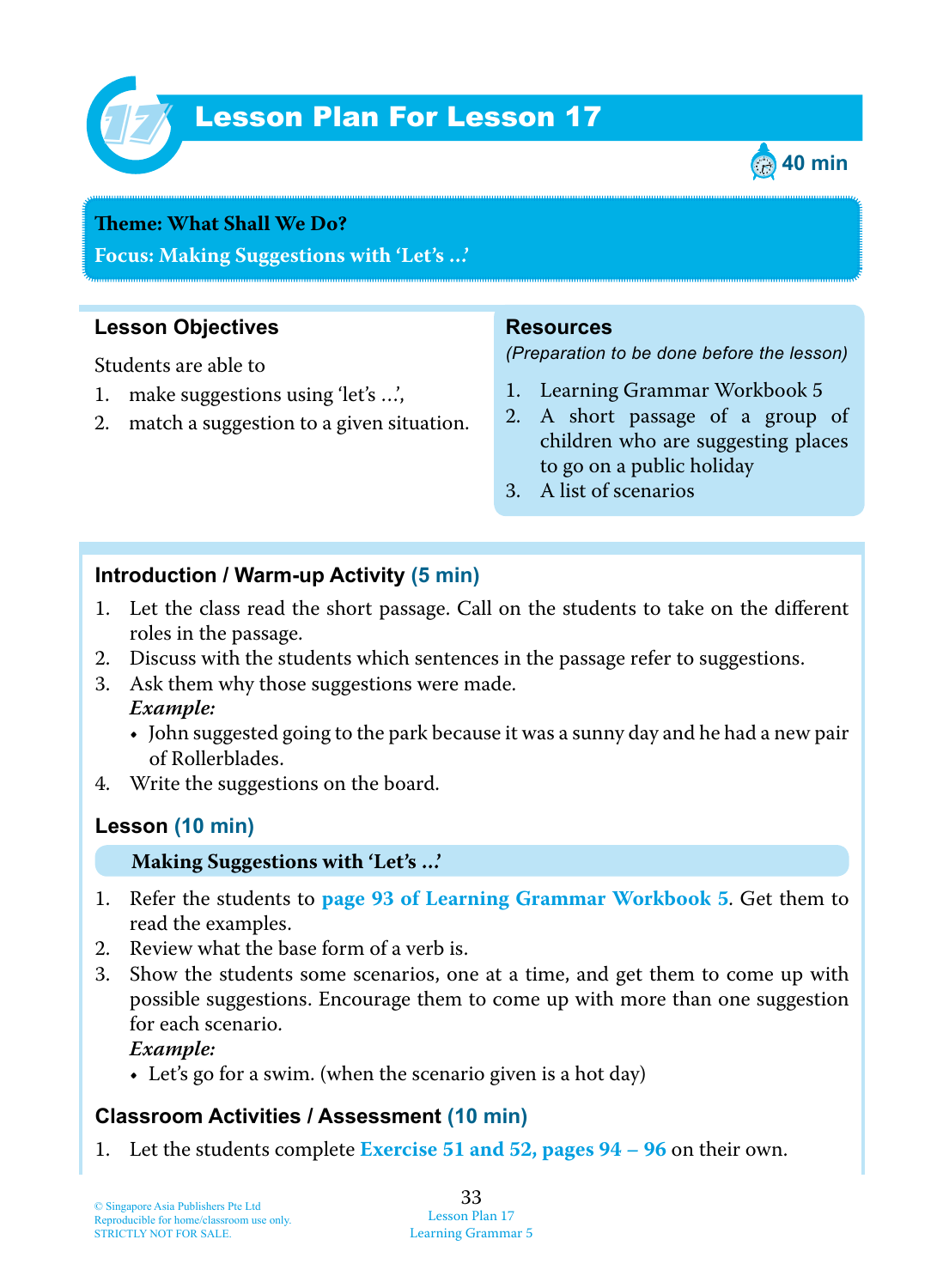# Lesson Plan For Lesson 17

40 min

**Theme: What Shall We Do?**

**Focus: Making Suggestions with 'Let's ...'**

## Lesson Objectives

Students are able to

1. make suggestions using 'let's ...',
2. match a suggestion to a given situation.

## Resources

*(Preparation to be done before the lesson)*

1. Learning Grammar Workbook 5
2. A short passage of a group of children who are suggesting places to go on a public holiday
3. A list of scenarios

## Introduction / Warm-up Activity (5 min)

1. Let the class read the short passage. Call on the students to take on the different roles in the passage.
2. Discuss with the students which sentences in the passage refer to suggestions.
3. Ask them why those suggestions were made.
   ***Example:***
   - John suggested going to the park because it was a sunny day and he had a new pair of Rollerblades.
4. Write the suggestions on the board.

## Lesson (10 min)

**Making Suggestions with 'Let's ...'**

1. Refer the students to **page 93 of Learning Grammar Workbook 5**. Get them to read the examples.
2. Review what the base form of a verb is.
3. Show the students some scenarios, one at a time, and get them to come up with possible suggestions. Encourage them to come up with more than one suggestion for each scenario.
   ***Example:***
   - Let's go for a swim. (when the scenario given is a hot day)

## Classroom Activities / Assessment (10 min)

1. Let the students complete **Exercise 51 and 52, pages 94 – 96** on their own.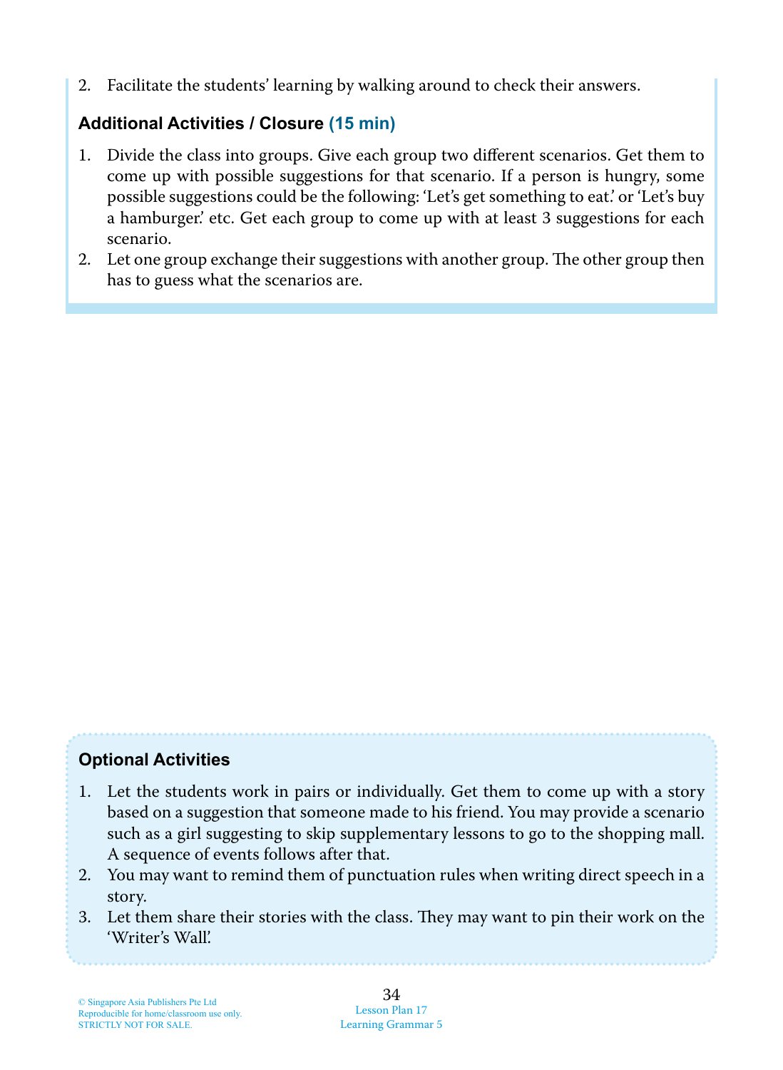2. Facilitate the students' learning by walking around to check their answers.

**Additional Activities / Closure (15 min)**

1. Divide the class into groups. Give each group two different scenarios. Get them to come up with possible suggestions for that scenario. If a person is hungry, some possible suggestions could be the following: 'Let's get something to eat.' or 'Let's buy a hamburger.' etc. Get each group to come up with at least 3 suggestions for each scenario.
2. Let one group exchange their suggestions with another group. The other group then has to guess what the scenarios are.

**Optional Activities**

1. Let the students work in pairs or individually. Get them to come up with a story based on a suggestion that someone made to his friend. You may provide a scenario such as a girl suggesting to skip supplementary lessons to go to the shopping mall. A sequence of events follows after that.
2. You may want to remind them of punctuation rules when writing direct speech in a story.
3. Let them share their stories with the class. They may want to pin their work on the 'Writer's Wall'.